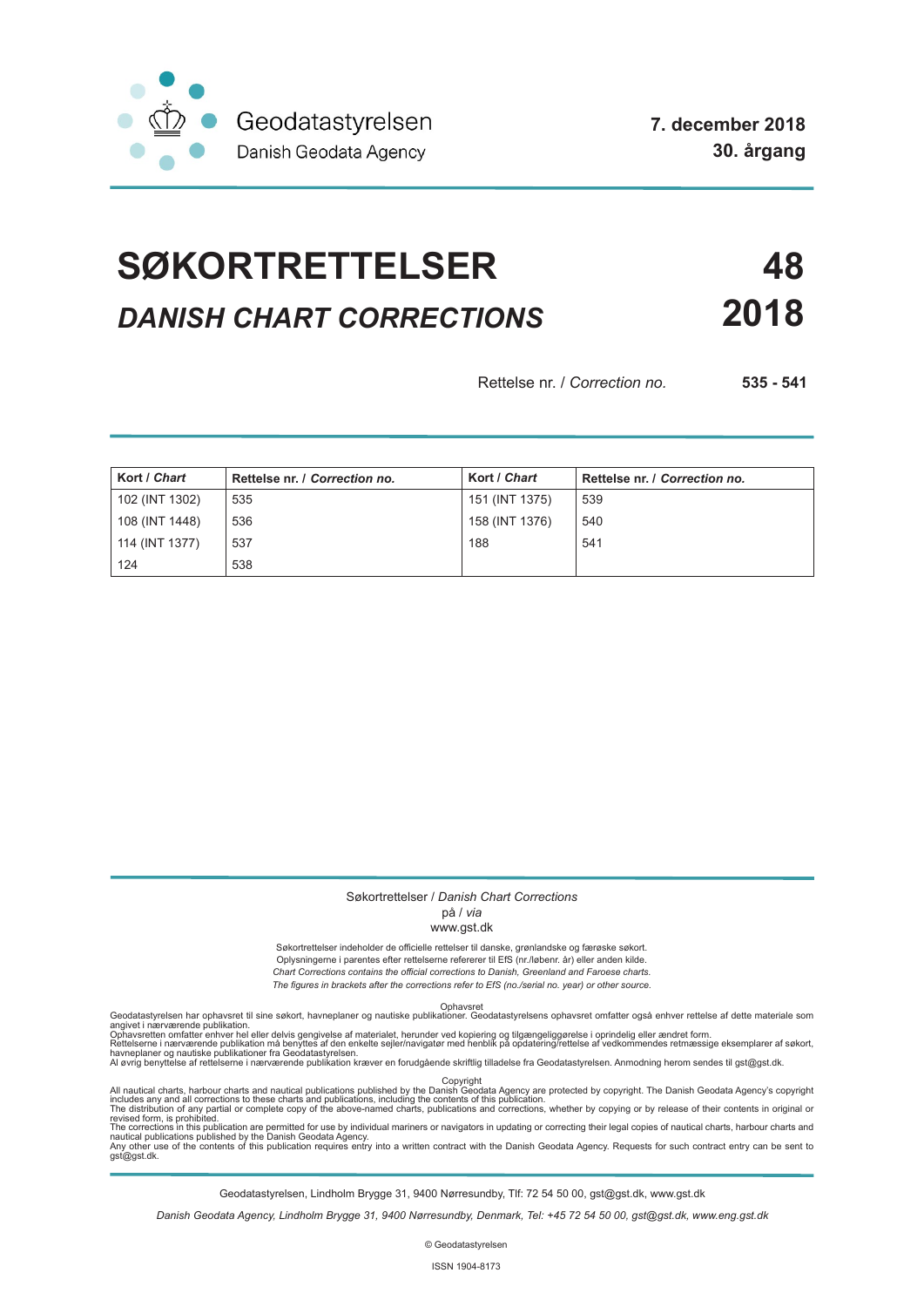Geodatastyrelsen
Danish Geodata Agency

**7. december 2018**
**30. årgang**

# SØKORTRETTELSER **48**

## *DANISH CHART CORRECTIONS* **2018**

Rettelse nr. / *Correction no.* **535 - 541**

| Kort / *Chart* | Rettelse nr. / *Correction no.* | Kort / *Chart* | Rettelse nr. / *Correction no.* |
|---|---|---|---|
| 102 (INT 1302) | 535 | 151 (INT 1375) | 539 |
| 108 (INT 1448) | 536 | 158 (INT 1376) | 540 |
| 114 (INT 1377) | 537 | 188 | 541 |
| 124 | 538 | | |

Søkortrettelser / *Danish Chart Corrections*
på / *via*
www.gst.dk

Søkortrettelser indeholder de officielle rettelser til danske, grønlandske og færøske søkort.
Oplysningerne i parentes efter rettelserne refererer til EfS (nr./løbenr. år) eller anden kilde.
*Chart Corrections contains the official corrections to Danish, Greenland and Faroese charts.*
*The figures in brackets after the corrections refer to EfS (no./serial no. year) or other source.*

Ophavsret
Geodatastyrelsen har ophavsret til sine søkort, havneplaner og nautiske publikationer. Geodatastyrelsens ophavsret omfatter også enhver rettelse af dette materiale som angivet i nærværende publikation.
Ophavsretten omfatter enhver hel eller delvis gengivelse af materialet, herunder ved kopiering og tilgængeliggørelse i oprindelig eller ændret form.
Rettelserne i nærværende publikation må benyttes af den enkelte sejler/navigatør med henblik på opdatering/rettelse af vedkommendes retmæssige eksemplarer af søkort, havneplaner og nautiske publikationer fra Geodatastyrelsen.
Al øvrig benyttelse af rettelserne i nærværende publikation kræver en forudgående skriftlig tilladelse fra Geodatastyrelsen. Anmodning herom sendes til gst@gst.dk.

Copyright
All nautical charts, harbour charts and nautical publications published by the Danish Geodata Agency are protected by copyright. The Danish Geodata Agency's copyright includes any and all corrections to these charts and publications, including the contents of this publication.
The distribution of any partial or complete copy of the above-named charts, publications and corrections, whether by copying or by release of their contents in original or revised form, is prohibited.
The corrections in this publication are permitted for use by individual mariners or navigators in updating or correcting their legal copies of nautical charts, harbour charts and nautical publications published by the Danish Geodata Agency.
Any other use of the contents of this publication requires entry into a written contract with the Danish Geodata Agency. Requests for such contract entry can be sent to gst@gst.dk.

Geodatastyrelsen, Lindholm Brygge 31, 9400 Nørresundby, Tlf: 72 54 50 00, gst@gst.dk, www.gst.dk

*Danish Geodata Agency, Lindholm Brygge 31, 9400 Nørresundby, Denmark, Tel: +45 72 54 50 00, gst@gst.dk, www.eng.gst.dk*

© Geodatastyrelsen

ISSN 1904-8173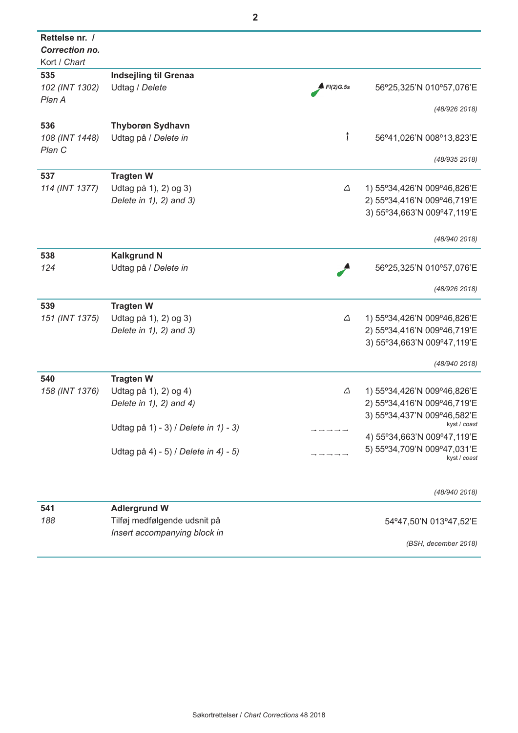| Rettelse nr. / *Correction no.* Kort / *Chart* | | | |
|---|---|---|---|
| **535** 102 (INT 1302) Plan A | **Indsejling til Grenaa** Udtag / *Delete* | Fl(2)G.5s | 56°25,325'N 010°57,076'E *(48/926 2018)* |
| **536** 108 (INT 1448) Plan C | **Thyborøn Sydhavn** Udtag på / *Delete in* | | 56°41,026'N 008°13,823'E *(48/935 2018)* |
| **537** 114 (INT 1377) | **Tragten W** Udtag på 1), 2) og 3) *Delete in 1), 2) and 3)* | | 1) 55°34,426'N 009°46,826'E 2) 55°34,416'N 009°46,719'E 3) 55°34,663'N 009°47,119'E *(48/940 2018)* |
| **538** 124 | **Kalkgrund N** Udtag på / *Delete in* | | 56°25,325'N 010°57,076'E *(48/926 2018)* |
| **539** 151 (INT 1375) | **Tragten W** Udtag på 1), 2) og 3) *Delete in 1), 2) and 3)* | | 1) 55°34,426'N 009°46,826'E 2) 55°34,416'N 009°46,719'E 3) 55°34,663'N 009°47,119'E *(48/940 2018)* |
| **540** 158 (INT 1376) | **Tragten W** Udtag på 1), 2) og 4) *Delete in 1), 2) and 4)* Udtag på 1) - 3) / *Delete in 1) - 3)* Udtag på 4) - 5) / *Delete in 4) - 5)* | | 1) 55°34,426'N 009°46,826'E 2) 55°34,416'N 009°46,719'E 3) 55°34,437'N 009°46,582'E kyst / *coast* 4) 55°34,663'N 009°47,119'E 5) 55°34,709'N 009°47,031'E kyst / *coast* *(48/940 2018)* |
| **541** 188 | **Adlergrund W** Tilføj medfølgende udsnit på *Insert accompanying block in* | | 54°47,50'N 013°47,52'E *(BSH, december 2018)* |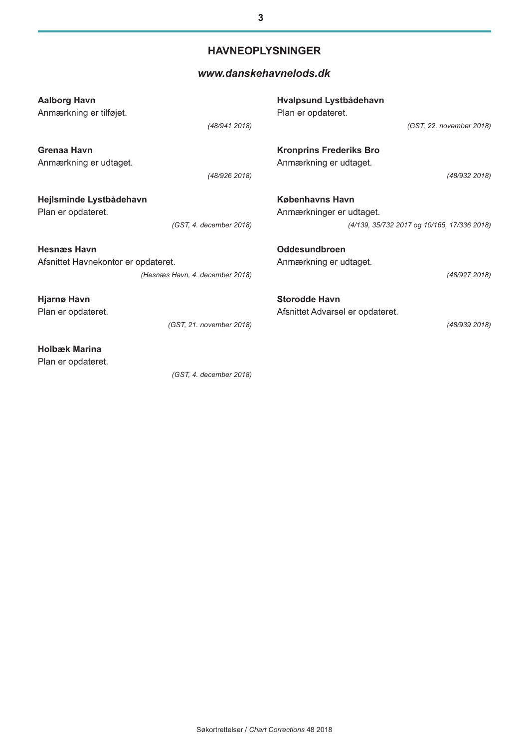## HAVNEOPLYSNINGER

***www.danskehavnelods.dk***

**Aalborg Havn**
Anmærkning er tilføjet.

*(48/941 2018)*

**Grenaa Havn**
Anmærkning er udtaget.

*(48/926 2018)*

**Hejlsminde Lystbådehavn**
Plan er opdateret.

*(GST, 4. december 2018)*

**Hesnæs Havn**
Afsnittet Havnekontor er opdateret.

*(Hesnæs Havn, 4. december 2018)*

**Hjarnø Havn**
Plan er opdateret.

*(GST, 21. november 2018)*

**Holbæk Marina**
Plan er opdateret.

*(GST, 4. december 2018)*

**Hvalpsund Lystbådehavn**
Plan er opdateret.

*(GST, 22. november 2018)*

**Kronprins Frederiks Bro**
Anmærkning er udtaget.

*(48/932 2018)*

**Københavns Havn**
Anmærkninger er udtaget.

*(4/139, 35/732 2017 og 10/165, 17/336 2018)*

**Oddesundbroen**
Anmærkning er udtaget.

*(48/927 2018)*

**Storodde Havn**
Afsnittet Advarsel er opdateret.

*(48/939 2018)*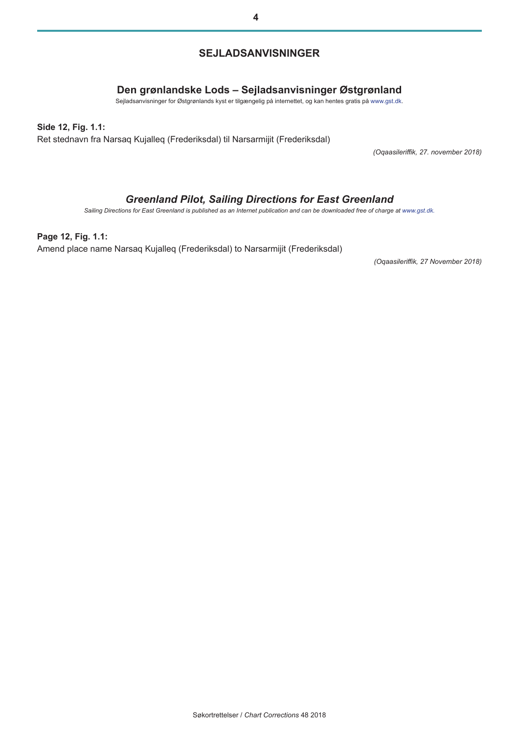# SEJLADSANVISNINGER

## Den grønlandske Lods – Sejladsanvisninger Østgrønland

Sejladsanvisninger for Østgrønlands kyst er tilgængelig på internettet, og kan hentes gratis på www.gst.dk.

**Side 12, Fig. 1.1:**

Ret stednavn fra Narsaq Kujalleq (Frederiksdal) til Narsarmijit (Frederiksdal)

*(Oqaasileriffik, 27. november 2018)*

## *Greenland Pilot, Sailing Directions for East Greenland*

*Sailing Directions for East Greenland is published as an Internet publication and can be downloaded free of charge at www.gst.dk.*

**Page 12, Fig. 1.1:**

Amend place name Narsaq Kujalleq (Frederiksdal) to Narsarmijit (Frederiksdal)

*(Oqaasileriffik, 27 November 2018)*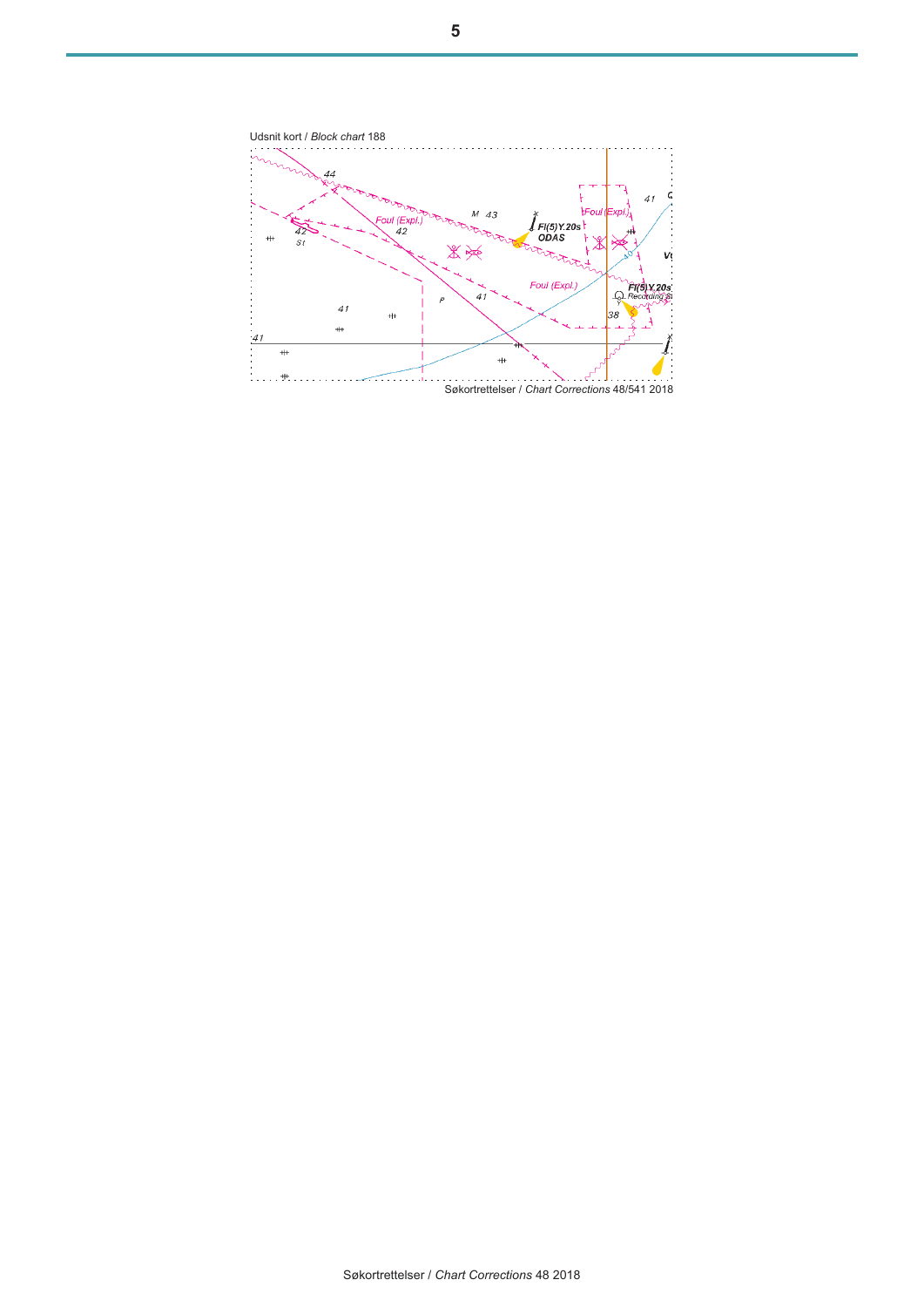Udsnit kort / *Block chart* 188

44

Foul (Expl.)

42

St

M 43

Fl(5)Y.20s

ODAS

Foul (Expl.)

41

40

Foul (Expl.)

Fl(5)Y.20s

Recording St

38

41

41

41

P

Søkortrettelser / *Chart Corrections* 48/541 2018